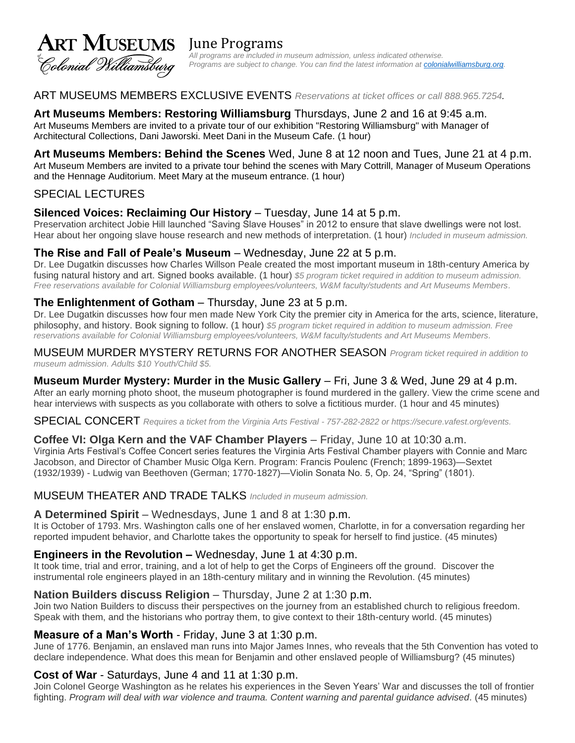# ART MUSEUMS of Colonial Williamsburg

# June Programs

*All programs are included in museum admission, unless indicated otherwise.*
*Programs are subject to change. You can find the latest information at [colonialwilliamsburg.org](colonialwilliamsburg.org).*

## ART MUSEUMS MEMBERS EXCLUSIVE EVENTS *Reservations at ticket offices or call 888.965.7254.*

**Art Museums Members: Restoring Williamsburg** Thursdays, June 2 and 16 at 9:45 a.m.
Art Museums Members are invited to a private tour of our exhibition "Restoring Williamsburg" with Manager of Architectural Collections, Dani Jaworski. Meet Dani in the Museum Cafe. (1 hour)

**Art Museums Members: Behind the Scenes** Wed, June 8 at 12 noon and Tues, June 21 at 4 p.m.
Art Museum Members are invited to a private tour behind the scenes with Mary Cottrill, Manager of Museum Operations and the Hennage Auditorium. Meet Mary at the museum entrance. (1 hour)

## SPECIAL LECTURES

**Silenced Voices: Reclaiming Our History** – Tuesday, June 14 at 5 p.m.
Preservation architect Jobie Hill launched "Saving Slave Houses" in 2012 to ensure that slave dwellings were not lost. Hear about her ongoing slave house research and new methods of interpretation. (1 hour) *Included in museum admission.*

**The Rise and Fall of Peale's Museum** – Wednesday, June 22 at 5 p.m.
Dr. Lee Dugatkin discusses how Charles Willson Peale created the most important museum in 18th-century America by fusing natural history and art. Signed books available. (1 hour) *$5 program ticket required in addition to museum admission. Free reservations available for Colonial Williamsburg employees/volunteers, W&M faculty/students and Art Museums Members*.

**The Enlightenment of Gotham** – Thursday, June 23 at 5 p.m.
Dr. Lee Dugatkin discusses how four men made New York City the premier city in America for the arts, science, literature, philosophy, and history. Book signing to follow. (1 hour) *$5 program ticket required in addition to museum admission. Free reservations available for Colonial Williamsburg employees/volunteers, W&M faculty/students and Art Museums Members*.

## MUSEUM MURDER MYSTERY RETURNS FOR ANOTHER SEASON *Program ticket required in addition to museum admission. Adults $10 Youth/Child $5.*

**Museum Murder Mystery: Murder in the Music Gallery** – Fri, June 3 & Wed, June 29 at 4 p.m.
After an early morning photo shoot, the museum photographer is found murdered in the gallery. View the crime scene and hear interviews with suspects as you collaborate with others to solve a fictitious murder. (1 hour and 45 minutes)

## SPECIAL CONCERT *Requires a ticket from the Virginia Arts Festival - 757-282-2822 or https://secure.vafest.org/events.*

**Coffee VI: Olga Kern and the VAF Chamber Players** – Friday, June 10 at 10:30 a.m.
Virginia Arts Festival's Coffee Concert series features the Virginia Arts Festival Chamber players with Connie and Marc Jacobson, and Director of Chamber Music Olga Kern. Program: Francis Poulenc (French; 1899-1963)—Sextet (1932/1939) - Ludwig van Beethoven (German; 1770-1827)—Violin Sonata No. 5, Op. 24, "Spring" (1801).

## MUSEUM THEATER AND TRADE TALKS *Included in museum admission.*

**A Determined Spirit** – Wednesdays, June 1 and 8 at 1:30 p.m.
It is October of 1793. Mrs. Washington calls one of her enslaved women, Charlotte, in for a conversation regarding her reported impudent behavior, and Charlotte takes the opportunity to speak for herself to find justice. (45 minutes)

**Engineers in the Revolution –** Wednesday, June 1 at 4:30 p.m.
It took time, trial and error, training, and a lot of help to get the Corps of Engineers off the ground. Discover the instrumental role engineers played in an 18th-century military and in winning the Revolution. (45 minutes)

**Nation Builders discuss Religion** – Thursday, June 2 at 1:30 p.m.
Join two Nation Builders to discuss their perspectives on the journey from an established church to religious freedom. Speak with them, and the historians who portray them, to give context to their 18th-century world. (45 minutes)

**Measure of a Man's Worth** - Friday, June 3 at 1:30 p.m.
June of 1776. Benjamin, an enslaved man runs into Major James Innes, who reveals that the 5th Convention has voted to declare independence. What does this mean for Benjamin and other enslaved people of Williamsburg? (45 minutes)

**Cost of War** - Saturdays, June 4 and 11 at 1:30 p.m.
Join Colonel George Washington as he relates his experiences in the Seven Years' War and discusses the toll of frontier fighting. *Program will deal with war violence and trauma. Content warning and parental guidance advised*. (45 minutes)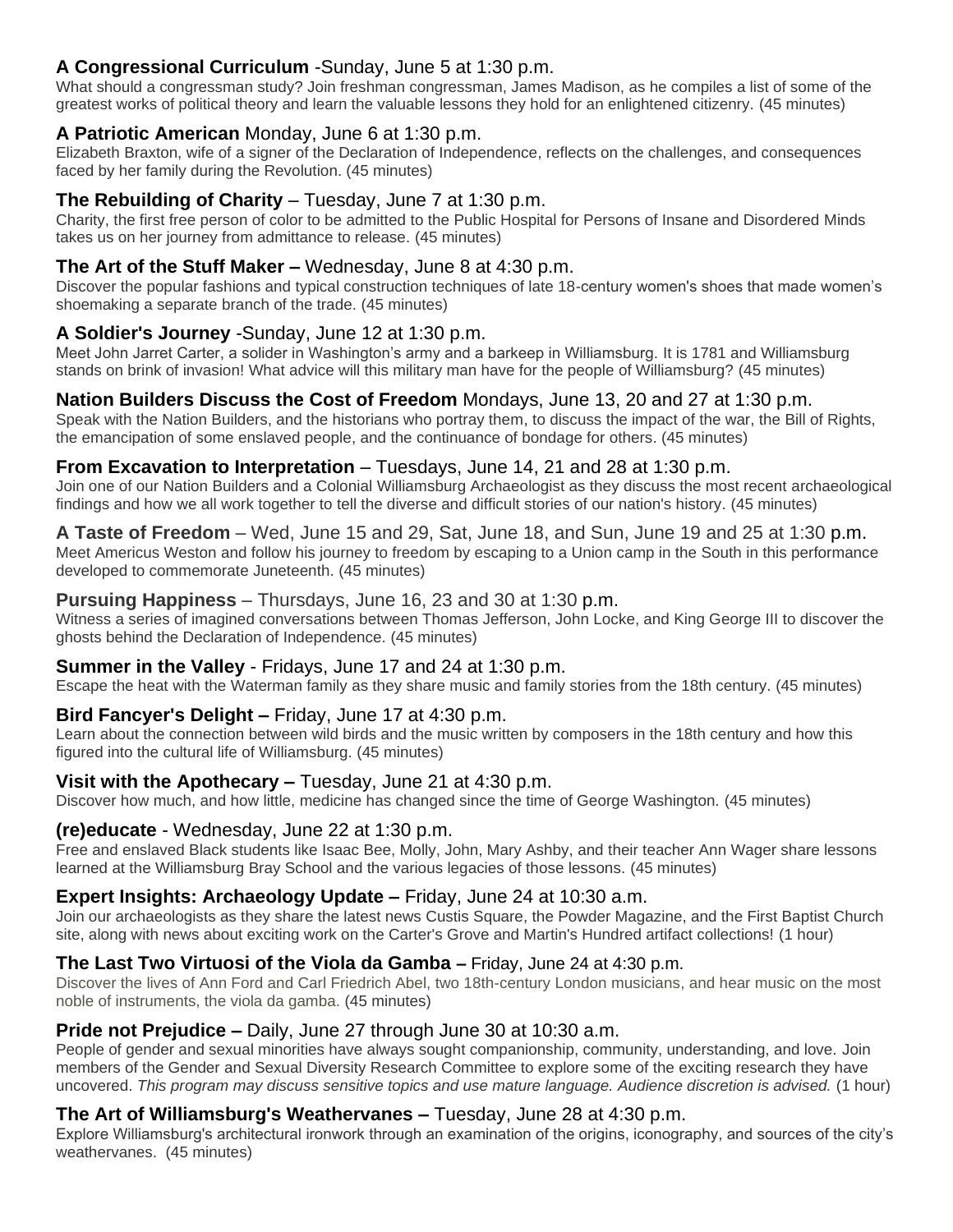**A Congressional Curriculum** -Sunday, June 5 at 1:30 p.m.
What should a congressman study? Join freshman congressman, James Madison, as he compiles a list of some of the greatest works of political theory and learn the valuable lessons they hold for an enlightened citizenry. (45 minutes)

**A Patriotic American** Monday, June 6 at 1:30 p.m.
Elizabeth Braxton, wife of a signer of the Declaration of Independence, reflects on the challenges, and consequences faced by her family during the Revolution. (45 minutes)

**The Rebuilding of Charity** – Tuesday, June 7 at 1:30 p.m.
Charity, the first free person of color to be admitted to the Public Hospital for Persons of Insane and Disordered Minds takes us on her journey from admittance to release. (45 minutes)

**The Art of the Stuff Maker –** Wednesday, June 8 at 4:30 p.m.
Discover the popular fashions and typical construction techniques of late 18-century women's shoes that made women's shoemaking a separate branch of the trade. (45 minutes)

**A Soldier's Journey** -Sunday, June 12 at 1:30 p.m.
Meet John Jarret Carter, a solider in Washington's army and a barkeep in Williamsburg. It is 1781 and Williamsburg stands on brink of invasion! What advice will this military man have for the people of Williamsburg? (45 minutes)

**Nation Builders Discuss the Cost of Freedom** Mondays, June 13, 20 and 27 at 1:30 p.m.
Speak with the Nation Builders, and the historians who portray them, to discuss the impact of the war, the Bill of Rights, the emancipation of some enslaved people, and the continuance of bondage for others. (45 minutes)

**From Excavation to Interpretation** – Tuesdays, June 14, 21 and 28 at 1:30 p.m.
Join one of our Nation Builders and a Colonial Williamsburg Archaeologist as they discuss the most recent archaeological findings and how we all work together to tell the diverse and difficult stories of our nation's history. (45 minutes)

**A Taste of Freedom** – Wed, June 15 and 29, Sat, June 18, and Sun, June 19 and 25 at 1:30 p.m.
Meet Americus Weston and follow his journey to freedom by escaping to a Union camp in the South in this performance developed to commemorate Juneteenth. (45 minutes)

**Pursuing Happiness** – Thursdays, June 16, 23 and 30 at 1:30 p.m.
Witness a series of imagined conversations between Thomas Jefferson, John Locke, and King George III to discover the ghosts behind the Declaration of Independence. (45 minutes)

**Summer in the Valley** - Fridays, June 17 and 24 at 1:30 p.m.
Escape the heat with the Waterman family as they share music and family stories from the 18th century. (45 minutes)

**Bird Fancyer's Delight –** Friday, June 17 at 4:30 p.m.
Learn about the connection between wild birds and the music written by composers in the 18th century and how this figured into the cultural life of Williamsburg. (45 minutes)

**Visit with the Apothecary –** Tuesday, June 21 at 4:30 p.m.
Discover how much, and how little, medicine has changed since the time of George Washington. (45 minutes)

**(re)educate** - Wednesday, June 22 at 1:30 p.m.
Free and enslaved Black students like Isaac Bee, Molly, John, Mary Ashby, and their teacher Ann Wager share lessons learned at the Williamsburg Bray School and the various legacies of those lessons. (45 minutes)

**Expert Insights: Archaeology Update –** Friday, June 24 at 10:30 a.m.
Join our archaeologists as they share the latest news Custis Square, the Powder Magazine, and the First Baptist Church site, along with news about exciting work on the Carter's Grove and Martin's Hundred artifact collections! (1 hour)

**The Last Two Virtuosi of the Viola da Gamba –** Friday, June 24 at 4:30 p.m.
Discover the lives of Ann Ford and Carl Friedrich Abel, two 18th-century London musicians, and hear music on the most noble of instruments, the viola da gamba. (45 minutes)

**Pride not Prejudice –** Daily, June 27 through June 30 at 10:30 a.m.
People of gender and sexual minorities have always sought companionship, community, understanding, and love. Join members of the Gender and Sexual Diversity Research Committee to explore some of the exciting research they have uncovered. *This program may discuss sensitive topics and use mature language. Audience discretion is advised.* (1 hour)

**The Art of Williamsburg's Weathervanes –** Tuesday, June 28 at 4:30 p.m.
Explore Williamsburg's architectural ironwork through an examination of the origins, iconography, and sources of the city's weathervanes. (45 minutes)